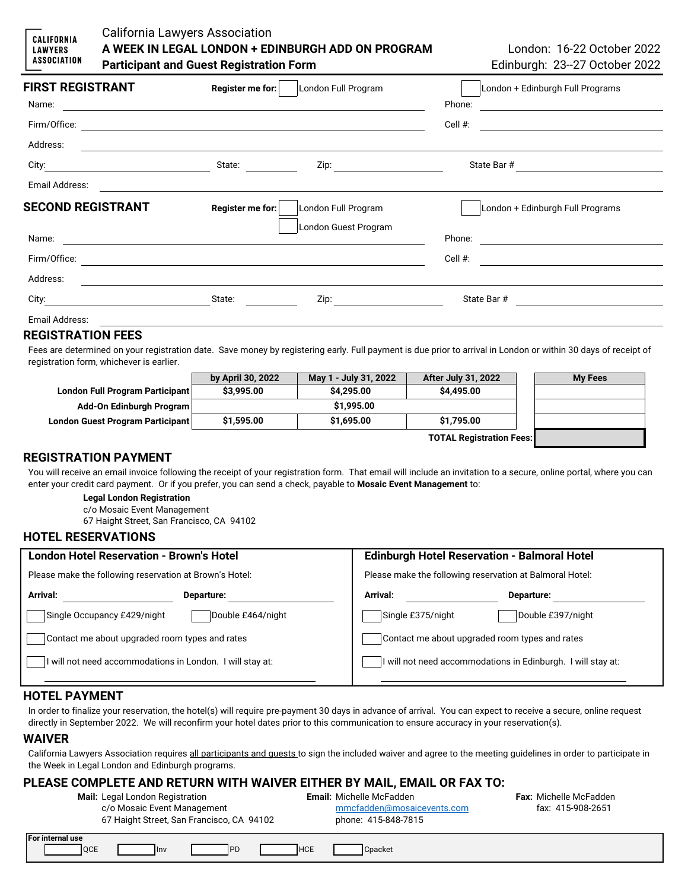CALIFORNIA LAWYERS ASSOCIATION

California Lawyers Association

# A WEEK IN LEGAL LONDON + EDINBURGH ADD ON PROGRAM

**Participant and Guest Registration Form**

London: 16-22 October 2022
Edinburgh: 23--27 October 2022

## FIRST REGISTRANT

**Register me for:** ☐ London Full Program ☐ London + Edinburgh Full Programs

Name: ______________________ Phone: ______________________

Firm/Office: ______________________ Cell #: ______________________

Address: ______________________

City: ______________ State: ________ Zip: ____________ State Bar # ______________

Email Address: ______________________

## SECOND REGISTRANT

**Register me for:** ☐ London Full Program ☐ London + Edinburgh Full Programs
☐ London Guest Program

Name: ______________________ Phone: ______________________

Firm/Office: ______________________ Cell #: ______________________

Address: ______________________

City: ______________ State: ________ Zip: ____________ State Bar # ______________

Email Address: ______________________

## REGISTRATION FEES

Fees are determined on your registration date. Save money by registering early. Full payment is due prior to arrival in London or within 30 days of receipt of registration form, whichever is earlier.

| | by April 30, 2022 | May 1 - July 31, 2022 | After July 31, 2022 | My Fees |
|---|---|---|---|---|
| **London Full Program Participant** | $3,995.00 | $4,295.00 | $4,495.00 | |
| **Add-On Edinburgh Program** | | $1,995.00 | | |
| **London Guest Program Participant** | $1,595.00 | $1,695.00 | $1,795.00 | |
| | | | **TOTAL Registration Fees:** | |

## REGISTRATION PAYMENT

You will receive an email invoice following the receipt of your registration form. That email will include an invitation to a secure, online portal, where you can enter your credit card payment. Or if you prefer, you can send a check, payable to **Mosaic Event Management** to:

**Legal London Registration**
c/o Mosaic Event Management
67 Haight Street, San Francisco, CA 94102

## HOTEL RESERVATIONS

### London Hotel Reservation - Brown's Hotel

Please make the following reservation at Brown's Hotel:

**Arrival:** ______________ **Departure:** ______________

☐ Single Occupancy £429/night ☐ Double £464/night

☐ Contact me about upgraded room types and rates

☐ I will not need accommodations in London. I will stay at:

______________________

### Edinburgh Hotel Reservation - Balmoral Hotel

Please make the following reservation at Balmoral Hotel:

**Arrival:** ______________ **Departure:** ______________

☐ Single £375/night ☐ Double £397/night

☐ Contact me about upgraded room types and rates

☐ I will not need accommodations in Edinburgh. I will stay at:

______________________

## HOTEL PAYMENT

In order to finalize your reservation, the hotel(s) will require pre-payment 30 days in advance of arrival. You can expect to receive a secure, online request directly in September 2022. We will reconfirm your hotel dates prior to this communication to ensure accuracy in your reservation(s).

## WAIVER

California Lawyers Association requires all participants and guests to sign the included waiver and agree to the meeting guidelines in order to participate in the Week in Legal London and Edinburgh programs.

## PLEASE COMPLETE AND RETURN WITH WAIVER EITHER BY MAIL, EMAIL OR FAX TO:

**Mail:** Legal London Registration
c/o Mosaic Event Management
67 Haight Street, San Francisco, CA 94102

**Email:** Michelle McFadden
mmcfadden@mosaicevents.com
phone: 415-848-7815

**Fax:** Michelle McFadden
fax: 415-908-2651

**For internal use**
☐ QCE ☐ Inv ☐ PD ☐ HCE ☐ Cpacket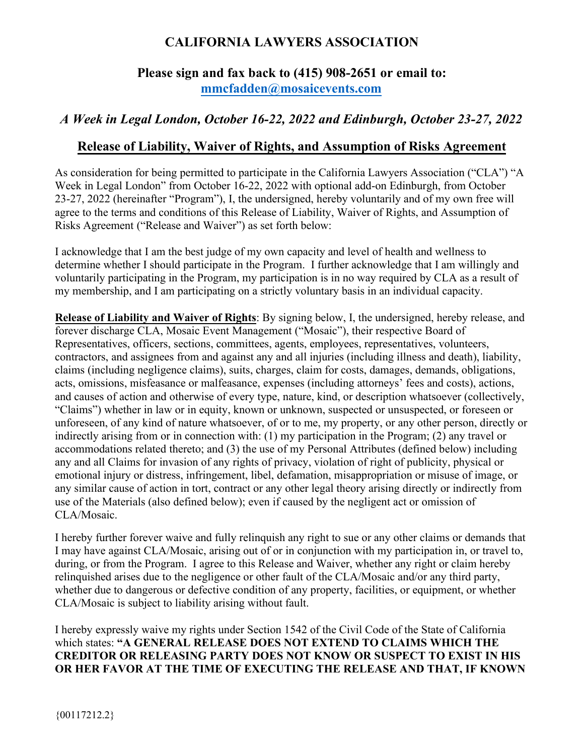# CALIFORNIA LAWYERS ASSOCIATION

## Please sign and fax back to (415) 908-2651 or email to: [mmcfadden@mosaicevents.com](mailto:mmcfadden@mosaicevents.com)

### *A Week in Legal London, October 16-22, 2022 and Edinburgh, October 23-27, 2022*

### Release of Liability, Waiver of Rights, and Assumption of Risks Agreement

As consideration for being permitted to participate in the California Lawyers Association ("CLA") "A Week in Legal London" from October 16-22, 2022 with optional add-on Edinburgh, from October 23-27, 2022 (hereinafter "Program"), I, the undersigned, hereby voluntarily and of my own free will agree to the terms and conditions of this Release of Liability, Waiver of Rights, and Assumption of Risks Agreement ("Release and Waiver") as set forth below:

I acknowledge that I am the best judge of my own capacity and level of health and wellness to determine whether I should participate in the Program. I further acknowledge that I am willingly and voluntarily participating in the Program, my participation is in no way required by CLA as a result of my membership, and I am participating on a strictly voluntary basis in an individual capacity.

**Release of Liability and Waiver of Rights**: By signing below, I, the undersigned, hereby release, and forever discharge CLA, Mosaic Event Management ("Mosaic"), their respective Board of Representatives, officers, sections, committees, agents, employees, representatives, volunteers, contractors, and assignees from and against any and all injuries (including illness and death), liability, claims (including negligence claims), suits, charges, claim for costs, damages, demands, obligations, acts, omissions, misfeasance or malfeasance, expenses (including attorneys' fees and costs), actions, and causes of action and otherwise of every type, nature, kind, or description whatsoever (collectively, "Claims") whether in law or in equity, known or unknown, suspected or unsuspected, or foreseen or unforeseen, of any kind of nature whatsoever, of or to me, my property, or any other person, directly or indirectly arising from or in connection with: (1) my participation in the Program; (2) any travel or accommodations related thereto; and (3) the use of my Personal Attributes (defined below) including any and all Claims for invasion of any rights of privacy, violation of right of publicity, physical or emotional injury or distress, infringement, libel, defamation, misappropriation or misuse of image, or any similar cause of action in tort, contract or any other legal theory arising directly or indirectly from use of the Materials (also defined below); even if caused by the negligent act or omission of CLA/Mosaic.

I hereby further forever waive and fully relinquish any right to sue or any other claims or demands that I may have against CLA/Mosaic, arising out of or in conjunction with my participation in, or travel to, during, or from the Program. I agree to this Release and Waiver, whether any right or claim hereby relinquished arises due to the negligence or other fault of the CLA/Mosaic and/or any third party, whether due to dangerous or defective condition of any property, facilities, or equipment, or whether CLA/Mosaic is subject to liability arising without fault.

I hereby expressly waive my rights under Section 1542 of the Civil Code of the State of California which states: **"A GENERAL RELEASE DOES NOT EXTEND TO CLAIMS WHICH THE CREDITOR OR RELEASING PARTY DOES NOT KNOW OR SUSPECT TO EXIST IN HIS OR HER FAVOR AT THE TIME OF EXECUTING THE RELEASE AND THAT, IF KNOWN**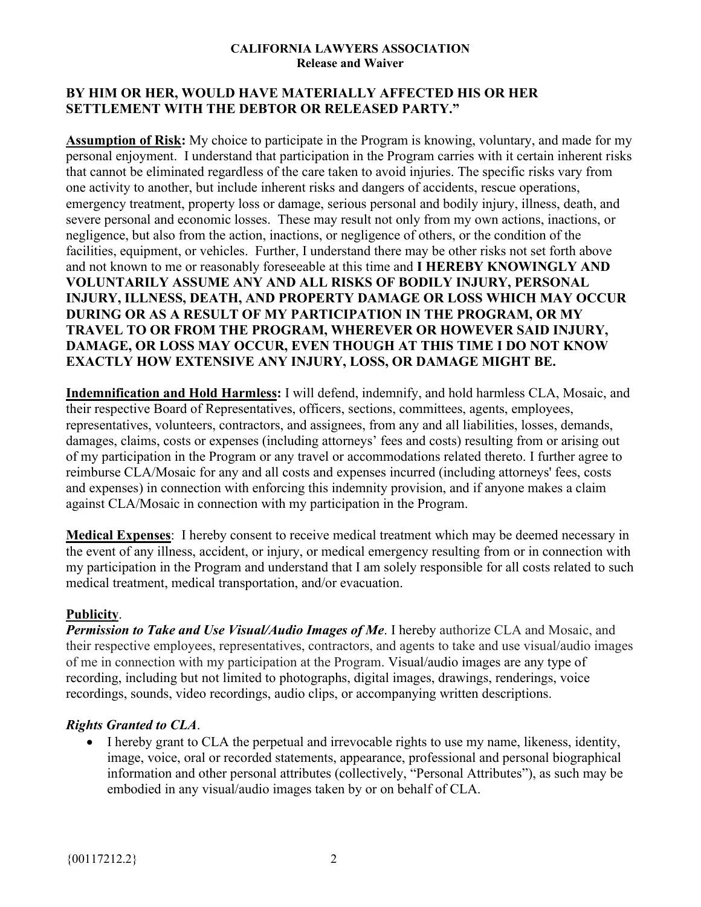**BY HIM OR HER, WOULD HAVE MATERIALLY AFFECTED HIS OR HER SETTLEMENT WITH THE DEBTOR OR RELEASED PARTY."**

**Assumption of Risk:** My choice to participate in the Program is knowing, voluntary, and made for my personal enjoyment. I understand that participation in the Program carries with it certain inherent risks that cannot be eliminated regardless of the care taken to avoid injuries. The specific risks vary from one activity to another, but include inherent risks and dangers of accidents, rescue operations, emergency treatment, property loss or damage, serious personal and bodily injury, illness, death, and severe personal and economic losses. These may result not only from my own actions, inactions, or negligence, but also from the action, inactions, or negligence of others, or the condition of the facilities, equipment, or vehicles. Further, I understand there may be other risks not set forth above and not known to me or reasonably foreseeable at this time and **I HEREBY KNOWINGLY AND VOLUNTARILY ASSUME ANY AND ALL RISKS OF BODILY INJURY, PERSONAL INJURY, ILLNESS, DEATH, AND PROPERTY DAMAGE OR LOSS WHICH MAY OCCUR DURING OR AS A RESULT OF MY PARTICIPATION IN THE PROGRAM, OR MY TRAVEL TO OR FROM THE PROGRAM, WHEREVER OR HOWEVER SAID INJURY, DAMAGE, OR LOSS MAY OCCUR, EVEN THOUGH AT THIS TIME I DO NOT KNOW EXACTLY HOW EXTENSIVE ANY INJURY, LOSS, OR DAMAGE MIGHT BE.**

**Indemnification and Hold Harmless:** I will defend, indemnify, and hold harmless CLA, Mosaic, and their respective Board of Representatives, officers, sections, committees, agents, employees, representatives, volunteers, contractors, and assignees, from any and all liabilities, losses, demands, damages, claims, costs or expenses (including attorneys' fees and costs) resulting from or arising out of my participation in the Program or any travel or accommodations related thereto. I further agree to reimburse CLA/Mosaic for any and all costs and expenses incurred (including attorneys' fees, costs and expenses) in connection with enforcing this indemnity provision, and if anyone makes a claim against CLA/Mosaic in connection with my participation in the Program.

**Medical Expenses**: I hereby consent to receive medical treatment which may be deemed necessary in the event of any illness, accident, or injury, or medical emergency resulting from or in connection with my participation in the Program and understand that I am solely responsible for all costs related to such medical treatment, medical transportation, and/or evacuation.

**Publicity**.

***Permission to Take and Use Visual/Audio Images of Me***. I hereby authorize CLA and Mosaic, and their respective employees, representatives, contractors, and agents to take and use visual/audio images of me in connection with my participation at the Program. Visual/audio images are any type of recording, including but not limited to photographs, digital images, drawings, renderings, voice recordings, sounds, video recordings, audio clips, or accompanying written descriptions.

***Rights Granted to CLA***.

- I hereby grant to CLA the perpetual and irrevocable rights to use my name, likeness, identity, image, voice, oral or recorded statements, appearance, professional and personal biographical information and other personal attributes (collectively, "Personal Attributes"), as such may be embodied in any visual/audio images taken by or on behalf of CLA.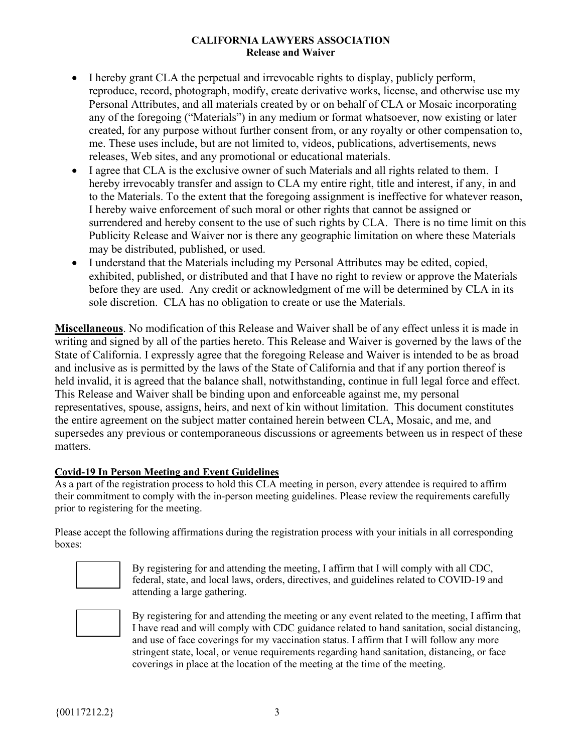**CALIFORNIA LAWYERS ASSOCIATION**
**Release and Waiver**

- I hereby grant CLA the perpetual and irrevocable rights to display, publicly perform, reproduce, record, photograph, modify, create derivative works, license, and otherwise use my Personal Attributes, and all materials created by or on behalf of CLA or Mosaic incorporating any of the foregoing ("Materials") in any medium or format whatsoever, now existing or later created, for any purpose without further consent from, or any royalty or other compensation to, me. These uses include, but are not limited to, videos, publications, advertisements, news releases, Web sites, and any promotional or educational materials.
- I agree that CLA is the exclusive owner of such Materials and all rights related to them. I hereby irrevocably transfer and assign to CLA my entire right, title and interest, if any, in and to the Materials. To the extent that the foregoing assignment is ineffective for whatever reason, I hereby waive enforcement of such moral or other rights that cannot be assigned or surrendered and hereby consent to the use of such rights by CLA. There is no time limit on this Publicity Release and Waiver nor is there any geographic limitation on where these Materials may be distributed, published, or used.
- I understand that the Materials including my Personal Attributes may be edited, copied, exhibited, published, or distributed and that I have no right to review or approve the Materials before they are used. Any credit or acknowledgment of me will be determined by CLA in its sole discretion. CLA has no obligation to create or use the Materials.

**Miscellaneous**. No modification of this Release and Waiver shall be of any effect unless it is made in writing and signed by all of the parties hereto. This Release and Waiver is governed by the laws of the State of California. I expressly agree that the foregoing Release and Waiver is intended to be as broad and inclusive as is permitted by the laws of the State of California and that if any portion thereof is held invalid, it is agreed that the balance shall, notwithstanding, continue in full legal force and effect. This Release and Waiver shall be binding upon and enforceable against me, my personal representatives, spouse, assigns, heirs, and next of kin without limitation. This document constitutes the entire agreement on the subject matter contained herein between CLA, Mosaic, and me, and supersedes any previous or contemporaneous discussions or agreements between us in respect of these matters.

**Covid-19 In Person Meeting and Event Guidelines**

As a part of the registration process to hold this CLA meeting in person, every attendee is required to affirm their commitment to comply with the in-person meeting guidelines. Please review the requirements carefully prior to registering for the meeting.

Please accept the following affirmations during the registration process with your initials in all corresponding boxes:

☐ By registering for and attending the meeting, I affirm that I will comply with all CDC, federal, state, and local laws, orders, directives, and guidelines related to COVID-19 and attending a large gathering.

☐ By registering for and attending the meeting or any event related to the meeting, I affirm that I have read and will comply with CDC guidance related to hand sanitation, social distancing, and use of face coverings for my vaccination status. I affirm that I will follow any more stringent state, local, or venue requirements regarding hand sanitation, distancing, or face coverings in place at the location of the meeting at the time of the meeting.

{00117212.2}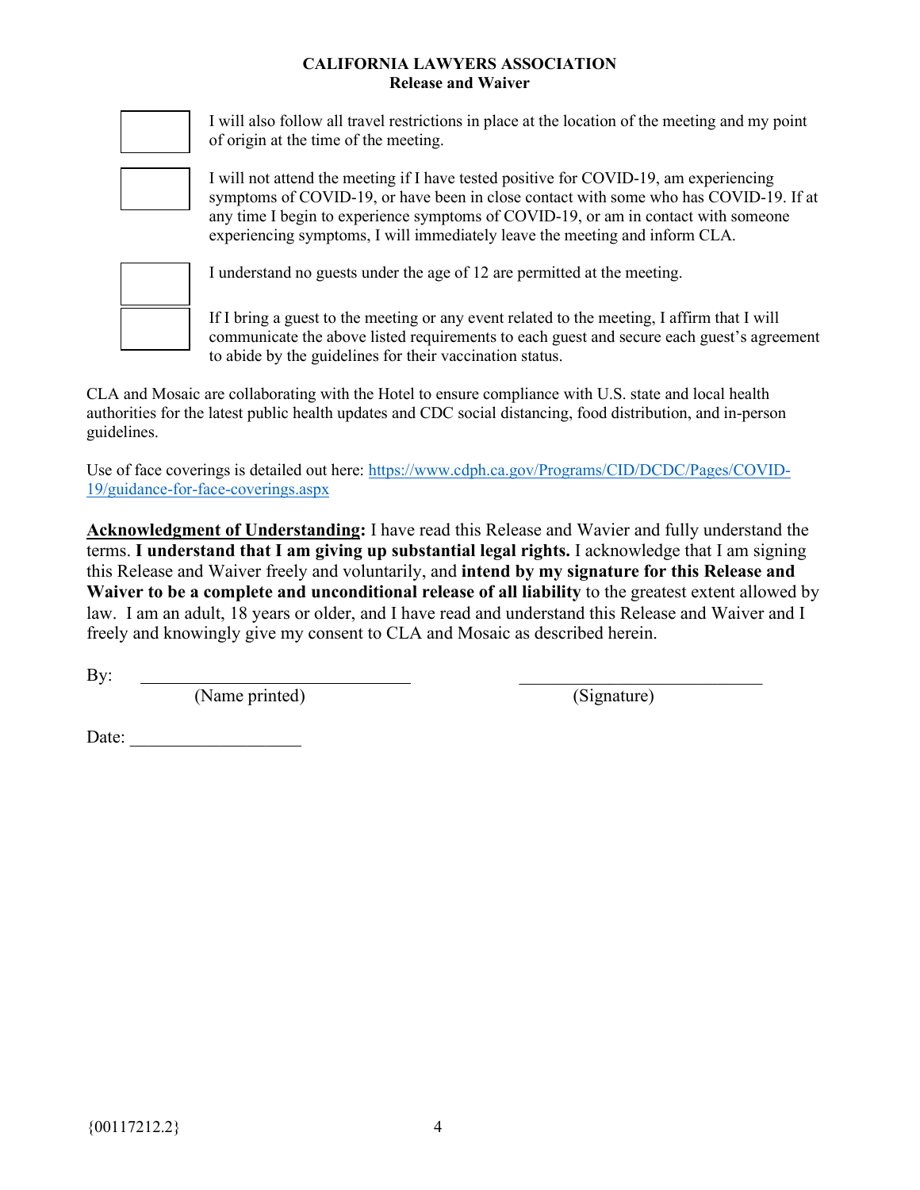**CALIFORNIA LAWYERS ASSOCIATION**
**Release and Waiver**

☐ I will also follow all travel restrictions in place at the location of the meeting and my point of origin at the time of the meeting.

☐ I will not attend the meeting if I have tested positive for COVID-19, am experiencing symptoms of COVID-19, or have been in close contact with some who has COVID-19. If at any time I begin to experience symptoms of COVID-19, or am in contact with someone experiencing symptoms, I will immediately leave the meeting and inform CLA.

☐ I understand no guests under the age of 12 are permitted at the meeting.

☐ If I bring a guest to the meeting or any event related to the meeting, I affirm that I will communicate the above listed requirements to each guest and secure each guest's agreement to abide by the guidelines for their vaccination status.

CLA and Mosaic are collaborating with the Hotel to ensure compliance with U.S. state and local health authorities for the latest public health updates and CDC social distancing, food distribution, and in-person guidelines.

Use of face coverings is detailed out here: https://www.cdph.ca.gov/Programs/CID/DCDC/Pages/COVID-19/guidance-for-face-coverings.aspx

**Acknowledgment of Understanding:** I have read this Release and Wavier and fully understand the terms. **I understand that I am giving up substantial legal rights.** I acknowledge that I am signing this Release and Waiver freely and voluntarily, and **intend by my signature for this Release and Waiver to be a complete and unconditional release of all liability** to the greatest extent allowed by law. I am an adult, 18 years or older, and I have read and understand this Release and Waiver and I freely and knowingly give my consent to CLA and Mosaic as described herein.

By: ______________________________ ______________________________
(Name printed) (Signature)

Date: ____________________

{00117212.2}